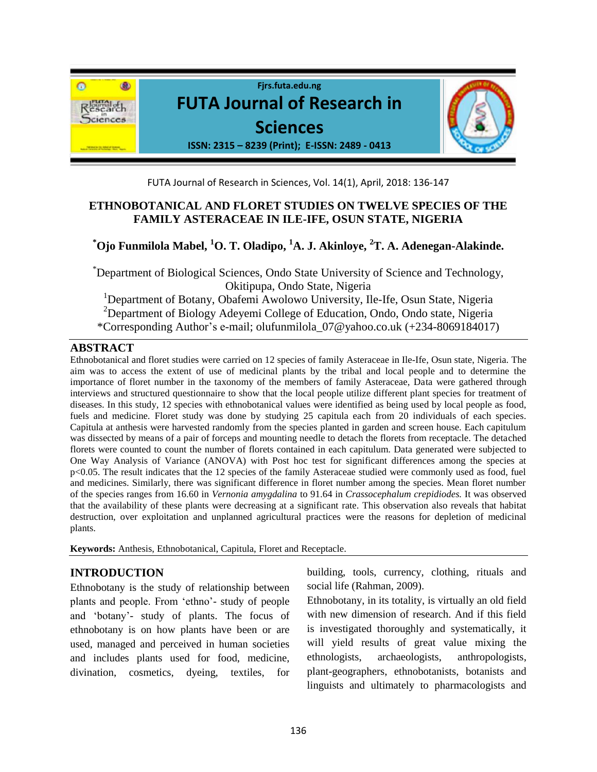# ETHNOBOTANICAL AND FLORET STUDIES ON TWELVE SPECIES OF THE FAMILY ASTERACEAE IN ILE-IFE, OSUN STATE, NIGERIA

**[*]Ojo Funmilola Mabel, [1]O. T. Oladipo, [1]A. J. Akinloye, [2]T. A. Adenegan-Alakinde.**

[*]Department of Biological Sciences, Ondo State University of Science and Technology, Okitipupa, Ondo State, Nigeria

[1]Department of Botany, Obafemi Awolowo University, Ile-Ife, Osun State, Nigeria

[2]Department of Biology Adeyemi College of Education, Ondo, Ondo state, Nigeria

*Corresponding Author's e-mail; olufunmilola_07@yahoo.co.uk (+234-8069184017)

## ABSTRACT

Ethnobotanical and floret studies were carried on 12 species of family Asteraceae in Ile-Ife, Osun state, Nigeria. The aim was to access the extent of use of medicinal plants by the tribal and local people and to determine the importance of floret number in the taxonomy of the members of family Asteraceae, Data were gathered through interviews and structured questionnaire to show that the local people utilize different plant species for treatment of diseases. In this study, 12 species with ethnobotanical values were identified as being used by local people as food, fuels and medicine. Floret study was done by studying 25 capitula each from 20 individuals of each species. Capitula at anthesis were harvested randomly from the species planted in garden and screen house. Each capitulum was dissected by means of a pair of forceps and mounting needle to detach the florets from receptacle. The detached florets were counted to count the number of florets contained in each capitulum. Data generated were subjected to One Way Analysis of Variance (ANOVA) with Post hoc test for significant differences among the species at $p<0.05$. The result indicates that the 12 species of the family Asteraceae studied were commonly used as food, fuel and medicines. Similarly, there was significant difference in floret number among the species. Mean floret number of the species ranges from 16.60 in *Vernonia amygdalina* to 91.64 in *Crassocephalum crepidiodes.* It was observed that the availability of these plants were decreasing at a significant rate. This observation also reveals that habitat destruction, over exploitation and unplanned agricultural practices were the reasons for depletion of medicinal plants.

**Keywords:** Anthesis, Ethnobotanical, Capitula, Floret and Receptacle.

## INTRODUCTION

Ethnobotany is the study of relationship between plants and people. From 'ethno'- study of people and 'botany'- study of plants. The focus of ethnobotany is on how plants have been or are used, managed and perceived in human societies and includes plants used for food, medicine, divination, cosmetics, dyeing, textiles, for building, tools, currency, clothing, rituals and social life (Rahman, 2009).

Ethnobotany, in its totality, is virtually an old field with new dimension of research. And if this field is investigated thoroughly and systematically, it will yield results of great value mixing the ethnologists, archaeologists, anthropologists, plant-geographers, ethnobotanists, botanists and linguists and ultimately to pharmacologists and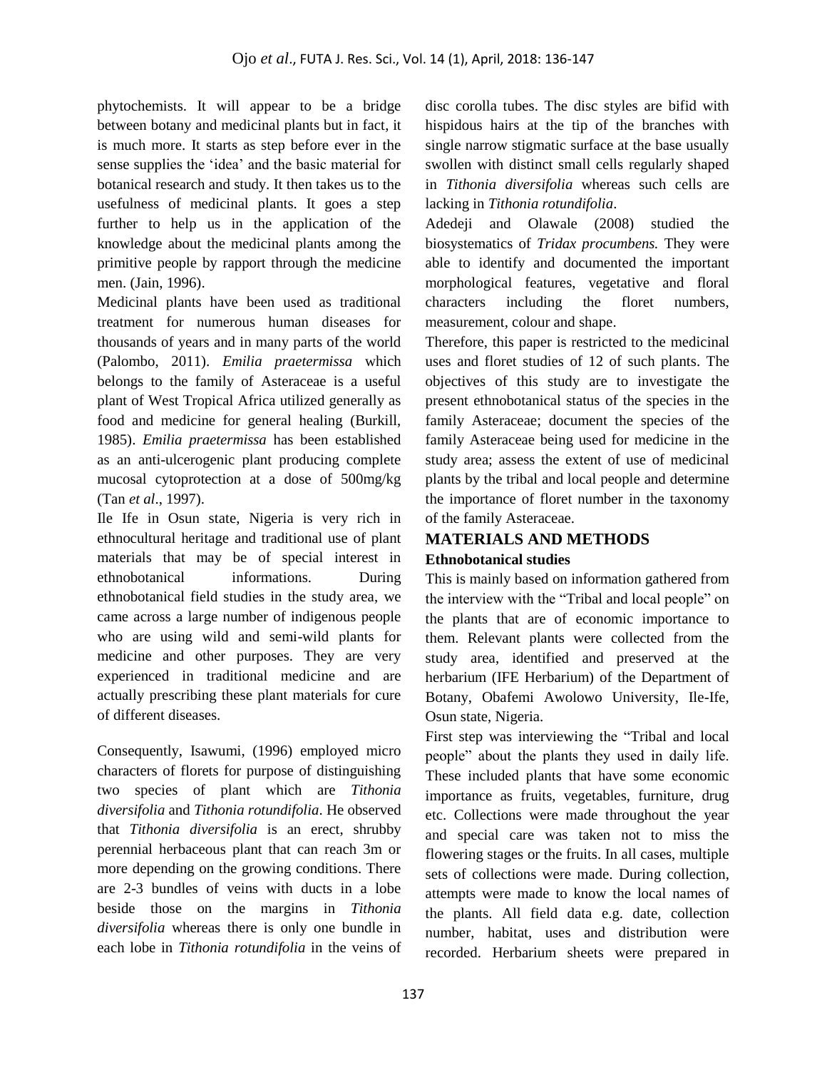phytochemists. It will appear to be a bridge between botany and medicinal plants but in fact, it is much more. It starts as step before ever in the sense supplies the 'idea' and the basic material for botanical research and study. It then takes us to the usefulness of medicinal plants. It goes a step further to help us in the application of the knowledge about the medicinal plants among the primitive people by rapport through the medicine men. (Jain, 1996).

Medicinal plants have been used as traditional treatment for numerous human diseases for thousands of years and in many parts of the world (Palombo, 2011). *Emilia praetermissa* which belongs to the family of Asteraceae is a useful plant of West Tropical Africa utilized generally as food and medicine for general healing (Burkill, 1985). *Emilia praetermissa* has been established as an anti-ulcerogenic plant producing complete mucosal cytoprotection at a dose of 500mg/kg (Tan *et al*., 1997).

Ile Ife in Osun state, Nigeria is very rich in ethnocultural heritage and traditional use of plant materials that may be of special interest in ethnobotanical informations. During ethnobotanical field studies in the study area, we came across a large number of indigenous people who are using wild and semi-wild plants for medicine and other purposes. They are very experienced in traditional medicine and are actually prescribing these plant materials for cure of different diseases.

Consequently, Isawumi, (1996) employed micro characters of florets for purpose of distinguishing two species of plant which are *Tithonia diversifolia* and *Tithonia rotundifolia*. He observed that *Tithonia diversifolia* is an erect, shrubby perennial herbaceous plant that can reach 3m or more depending on the growing conditions. There are 2-3 bundles of veins with ducts in a lobe beside those on the margins in *Tithonia diversifolia* whereas there is only one bundle in each lobe in *Tithonia rotundifolia* in the veins of disc corolla tubes. The disc styles are bifid with hispidous hairs at the tip of the branches with single narrow stigmatic surface at the base usually swollen with distinct small cells regularly shaped in *Tithonia diversifolia* whereas such cells are lacking in *Tithonia rotundifolia*.

Adedeji and Olawale (2008) studied the biosystematics of *Tridax procumbens.* They were able to identify and documented the important morphological features, vegetative and floral characters including the floret numbers, measurement, colour and shape.

Therefore, this paper is restricted to the medicinal uses and floret studies of 12 of such plants. The objectives of this study are to investigate the present ethnobotanical status of the species in the family Asteraceae; document the species of the family Asteraceae being used for medicine in the study area; assess the extent of use of medicinal plants by the tribal and local people and determine the importance of floret number in the taxonomy of the family Asteraceae.

## MATERIALS AND METHODS

### Ethnobotanical studies

This is mainly based on information gathered from the interview with the "Tribal and local people" on the plants that are of economic importance to them. Relevant plants were collected from the study area, identified and preserved at the herbarium (IFE Herbarium) of the Department of Botany, Obafemi Awolowo University, Ile-Ife, Osun state, Nigeria.

First step was interviewing the "Tribal and local people" about the plants they used in daily life. These included plants that have some economic importance as fruits, vegetables, furniture, drug etc. Collections were made throughout the year and special care was taken not to miss the flowering stages or the fruits. In all cases, multiple sets of collections were made. During collection, attempts were made to know the local names of the plants. All field data e.g. date, collection number, habitat, uses and distribution were recorded. Herbarium sheets were prepared in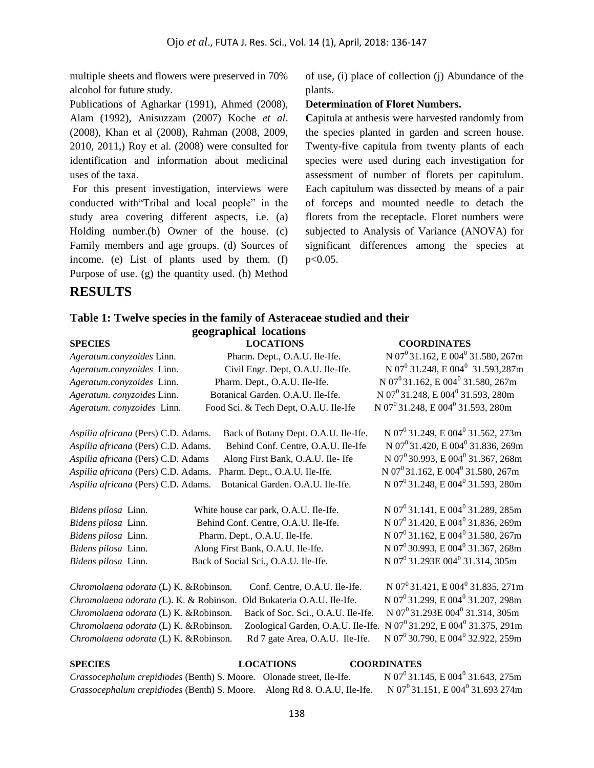multiple sheets and flowers were preserved in 70% alcohol for future study.

Publications of Agharkar (1991), Ahmed (2008), Alam (1992), Anisuzzam (2007) Koche *et al*. (2008), Khan et al (2008), Rahman (2008, 2009, 2010, 2011,) Roy et al. (2008) were consulted for identification and information about medicinal uses of the taxa.

For this present investigation, interviews were conducted with"Tribal and local people" in the study area covering different aspects, i.e. (a) Holding number.(b) Owner of the house. (c) Family members and age groups. (d) Sources of income. (e) List of plants used by them. (f) Purpose of use. (g) the quantity used. (h) Method of use, (i) place of collection (j) Abundance of the plants.

**Determination of Floret Numbers.**

**C**apitula at anthesis were harvested randomly from the species planted in garden and screen house. Twenty-five capitula from twenty plants of each species were used during each investigation for assessment of number of florets per capitulum. Each capitulum was dissected by means of a pair of forceps and mounted needle to detach the florets from the receptacle. Floret numbers were subjected to Analysis of Variance (ANOVA) for significant differences among the species at $p<0.05$.

# RESULTS

**Table 1: Twelve species in the family of Asteraceae studied and their geographical locations**

| SPECIES | LOCATIONS | COORDINATES |
|---|---|---|
| *Ageratum.conyzoides* Linn. | Pharm. Dept., O.A.U. Ile-Ife. | N $07^0$ 31.162, E $004^0$ 31.580, 267m |
| *Ageratum.conyzoides* Linn. | Civil Engr. Dept, O.A.U. Ile-Ife. | N $07^0$ 31.248, E $004^0$ 31.593,287m |
| *Ageratum.conyzoides* Linn. | Pharm. Dept., O.A.U. Ile-Ife. | N $07^0$ 31.162, E $004^0$ 31.580, 267m |
| *Ageratum. conyzoides* Linn. | Botanical Garden. O.A.U. Ile-Ife. | N $07^0$ 31.248, E $004^0$ 31.593, 280m |
| *Ageratum. conyzoides* Linn. | Food Sci. & Tech Dept, O.A.U. Ile-Ife | N $07^0$ 31.248, E $004^0$ 31.593, 280m |
| *Aspilia africana* (Pers) C.D. Adams. | Back of Botany Dept. O.A.U. Ile-Ife. | N $07^0$ 31.249, E $004^0$ 31.562, 273m |
| *Aspilia africana* (Pers) C.D. Adams. | Behind Conf. Centre, O.A.U. Ile-Ife | N $07^0$ 31.420, E $004^0$ 31.836, 269m |
| *Aspilia africana* (Pers) C.D. Adams | Along First Bank, O.A.U. Ile- Ife | N $07^0$ 30.993, E $004^0$ 31.367, 268m |
| *Aspilia africana* (Pers) C.D. Adams. | Pharm. Dept., O.A.U. Ile-Ife. | N $07^0$ 31.162, E $004^0$ 31.580, 267m |
| *Aspilia africana* (Pers) C.D. Adams. | Botanical Garden. O.A.U. Ile-Ife. | N $07^0$ 31.248, E $004^0$ 31.593, 280m |
| *Bidens pilosa* Linn. | White house car park, O.A.U. Ile-Ife. | N $07^0$ 31.141, E $004^0$ 31.289, 285m |
| *Bidens pilosa* Linn. | Behind Conf. Centre, O.A.U. Ile-Ife. | N $07^0$ 31.420, E $004^0$ 31.836, 269m |
| *Bidens pilosa* Linn. | Pharm. Dept., O.A.U. Ile-Ife. | N $07^0$ 31.162, E $004^0$ 31.580, 267m |
| *Bidens pilosa* Linn. | Along First Bank, O.A.U. Ile-Ife. | N $07^0$ 30.993, E $004^0$ 31.367, 268m |
| *Bidens pilosa* Linn. | Back of Social Sci., O.A.U. Ile-Ife. | N $07^0$ 31.293E $004^0$ 31.314, 305m |
| *Chromolaena odorata* (L) K. &Robinson. | Conf. Centre, O.A.U. Ile-Ife. | N $07^0$ 31.421, E $004^0$ 31.835, 271m |
| *Chromolaena odorata (*L). K. & Robinson. | Old Bukateria O.A.U. Ile-Ife. | N $07^0$ 31.299, E $004^0$ 31.207, 298m |
| *Chromolaena odorata* (L) K. &Robinson. | Back of Soc. Sci., O.A.U. Ile-Ife. | N $07^0$ 31.293E $004^0$ 31.314, 305m |
| *Chromolaena odorata* (L) K. &Robinson. | Zoological Garden, O.A.U. Ile-Ife. | N $07^0$ 31.292, E $004^0$ 31.375, 291m |
| *Chromolaena odorata* (L) K. &Robinson. | Rd 7 gate Area, O.A.U. Ile-Ife. | N $07^0$ 30.790, E $004^0$ 32.922, 259m |
| *Crassocephalum crepidiodes* (Benth) S. Moore. | Olonade street, Ile-Ife. | N $07^0$ 31.145, E $004^0$ 31.643, 275m |
| *Crassocephalum crepidiodes* (Benth) S. Moore. | Along Rd 8. O.A.U, Ile-Ife. | N $07^0$ 31.151, E $004^0$ 31.693 274m |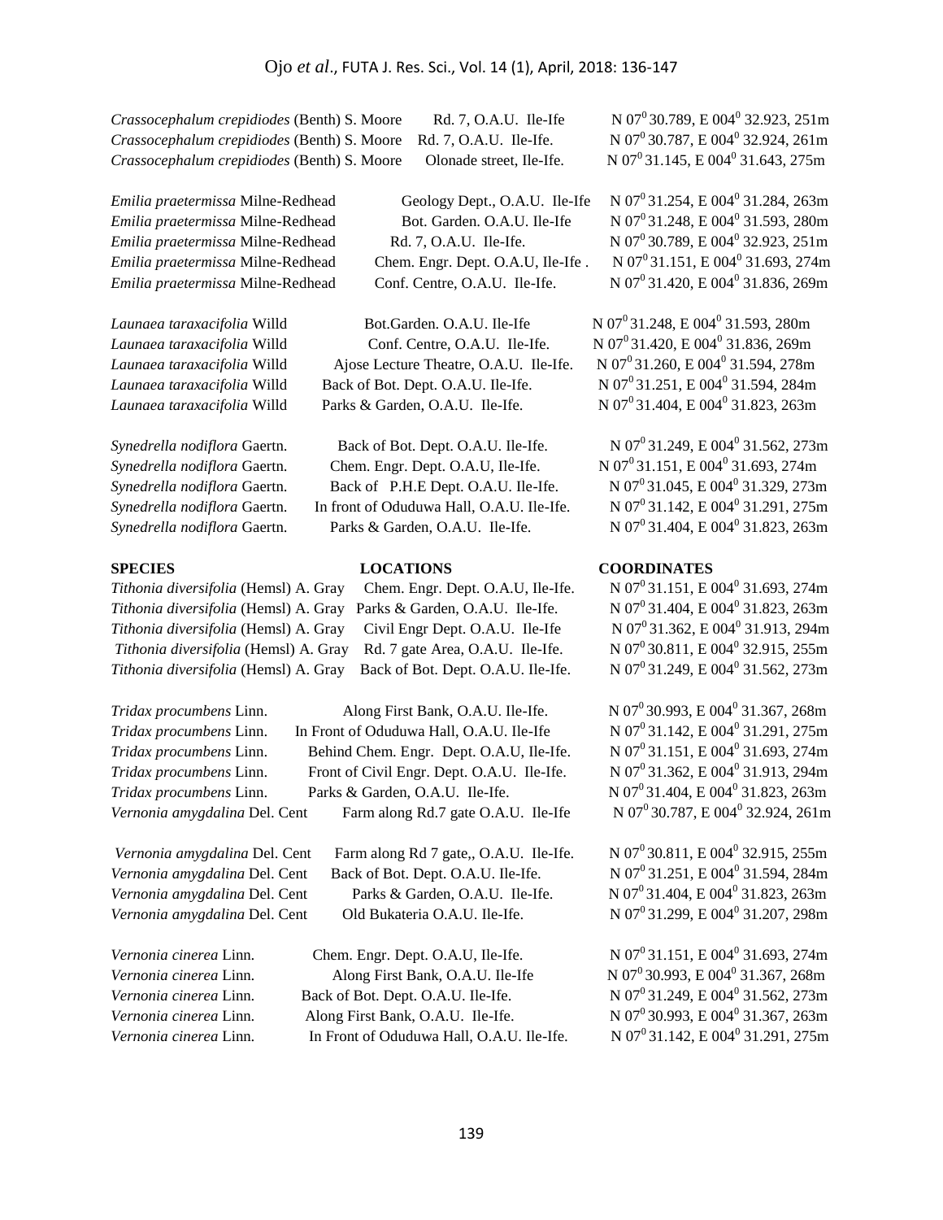| | | |
|---|---|---|
| *Crassocephalum crepidiodes* (Benth) S. Moore | Rd. 7, O.A.U. Ile-Ife | N $07^0$ 30.789, E $004^0$ 32.923, 251m |
| *Crassocephalum crepidiodes* (Benth) S. Moore | Rd. 7, O.A.U. Ile-Ife. | N $07^0$ 30.787, E $004^0$ 32.924, 261m |
| *Crassocephalum crepidiodes* (Benth) S. Moore | Olonade street, Ile-Ife. | N $07^0$ 31.145, E $004^0$ 31.643, 275m |
| *Emilia praetermissa* Milne-Redhead | Geology Dept., O.A.U. Ile-Ife | N $07^0$ 31.254, E $004^0$ 31.284, 263m |
| *Emilia praetermissa* Milne-Redhead | Bot. Garden. O.A.U. Ile-Ife | N $07^0$ 31.248, E $004^0$ 31.593, 280m |
| *Emilia praetermissa* Milne-Redhead | Rd. 7, O.A.U. Ile-Ife. | N $07^0$ 30.789, E $004^0$ 32.923, 251m |
| *Emilia praetermissa* Milne-Redhead | Chem. Engr. Dept. O.A.U, Ile-Ife . | N $07^0$ 31.151, E $004^0$ 31.693, 274m |
| *Emilia praetermissa* Milne-Redhead | Conf. Centre, O.A.U. Ile-Ife. | N $07^0$ 31.420, E $004^0$ 31.836, 269m |
| *Launaea taraxacifolia* Willd | Bot.Garden. O.A.U. Ile-Ife | N $07^0$ 31.248, E $004^0$ 31.593, 280m |
| *Launaea taraxacifolia* Willd | Conf. Centre, O.A.U. Ile-Ife. | N $07^0$ 31.420, E $004^0$ 31.836, 269m |
| *Launaea taraxacifolia* Willd | Ajose Lecture Theatre, O.A.U. Ile-Ife. | N $07^0$ 31.260, E $004^0$ 31.594, 278m |
| *Launaea taraxacifolia* Willd | Back of Bot. Dept. O.A.U. Ile-Ife. | N $07^0$ 31.251, E $004^0$ 31.594, 284m |
| *Launaea taraxacifolia* Willd | Parks & Garden, O.A.U. Ile-Ife. | N $07^0$ 31.404, E $004^0$ 31.823, 263m |
| *Synedrella nodiflora* Gaertn. | Back of Bot. Dept. O.A.U. Ile-Ife. | N $07^0$ 31.249, E $004^0$ 31.562, 273m |
| *Synedrella nodiflora* Gaertn. | Chem. Engr. Dept. O.A.U, Ile-Ife. | N $07^0$ 31.151, E $004^0$ 31.693, 274m |
| *Synedrella nodiflora* Gaertn. | Back of P.H.E Dept. O.A.U. Ile-Ife. | N $07^0$ 31.045, E $004^0$ 31.329, 273m |
| *Synedrella nodiflora* Gaertn. | In front of Oduduwa Hall, O.A.U. Ile-Ife. | N $07^0$ 31.142, E $004^0$ 31.291, 275m |
| *Synedrella nodiflora* Gaertn. | Parks & Garden, O.A.U. Ile-Ife. | N $07^0$ 31.404, E $004^0$ 31.823, 263m |

| SPECIES | LOCATIONS | COORDINATES |
|---|---|---|
| *Tithonia diversifolia* (Hemsl) A. Gray | Chem. Engr. Dept. O.A.U, Ile-Ife. | N $07^0$ 31.151, E $004^0$ 31.693, 274m |
| *Tithonia diversifolia* (Hemsl) A. Gray | Parks & Garden, O.A.U. Ile-Ife. | N $07^0$ 31.404, E $004^0$ 31.823, 263m |
| *Tithonia diversifolia* (Hemsl) A. Gray | Civil Engr Dept. O.A.U. Ile-Ife | N $07^0$ 31.362, E $004^0$ 31.913, 294m |
| *Tithonia diversifolia* (Hemsl) A. Gray | Rd. 7 gate Area, O.A.U. Ile-Ife. | N $07^0$ 30.811, E $004^0$ 32.915, 255m |
| *Tithonia diversifolia* (Hemsl) A. Gray | Back of Bot. Dept. O.A.U. Ile-Ife. | N $07^0$ 31.249, E $004^0$ 31.562, 273m |
| *Tridax procumbens* Linn. | Along First Bank, O.A.U. Ile-Ife. | N $07^0$ 30.993, E $004^0$ 31.367, 268m |
| *Tridax procumbens* Linn. | In Front of Oduduwa Hall, O.A.U. Ile-Ife | N $07^0$ 31.142, E $004^0$ 31.291, 275m |
| *Tridax procumbens* Linn. | Behind Chem. Engr. Dept. O.A.U, Ile-Ife. | N $07^0$ 31.151, E $004^0$ 31.693, 274m |
| *Tridax procumbens* Linn. | Front of Civil Engr. Dept. O.A.U. Ile-Ife. | N $07^0$ 31.362, E $004^0$ 31.913, 294m |
| *Tridax procumbens* Linn. | Parks & Garden, O.A.U. Ile-Ife. | N $07^0$ 31.404, E $004^0$ 31.823, 263m |
| *Vernonia amygdalina* Del. Cent | Farm along Rd.7 gate O.A.U. Ile-Ife | N $07^0$ 30.787, E $004^0$ 32.924, 261m |
| *Vernonia amygdalina* Del. Cent | Farm along Rd 7 gate,, O.A.U. Ile-Ife. | N $07^0$ 30.811, E $004^0$ 32.915, 255m |
| *Vernonia amygdalina* Del. Cent | Back of Bot. Dept. O.A.U. Ile-Ife. | N $07^0$ 31.251, E $004^0$ 31.594, 284m |
| *Vernonia amygdalina* Del. Cent | Parks & Garden, O.A.U. Ile-Ife. | N $07^0$ 31.404, E $004^0$ 31.823, 263m |
| *Vernonia amygdalina* Del. Cent | Old Bukateria O.A.U. Ile-Ife. | N $07^0$ 31.299, E $004^0$ 31.207, 298m |
| *Vernonia cinerea* Linn. | Chem. Engr. Dept. O.A.U, Ile-Ife. | N $07^0$ 31.151, E $004^0$ 31.693, 274m |
| *Vernonia cinerea* Linn. | Along First Bank, O.A.U. Ile-Ife | N $07^0$ 30.993, E $004^0$ 31.367, 268m |
| *Vernonia cinerea* Linn. | Back of Bot. Dept. O.A.U. Ile-Ife. | N $07^0$ 31.249, E $004^0$ 31.562, 273m |
| *Vernonia cinerea* Linn. | Along First Bank, O.A.U. Ile-Ife. | N $07^0$ 30.993, E $004^0$ 31.367, 263m |
| *Vernonia cinerea* Linn. | In Front of Oduduwa Hall, O.A.U. Ile-Ife. | N $07^0$ 31.142, E $004^0$ 31.291, 275m |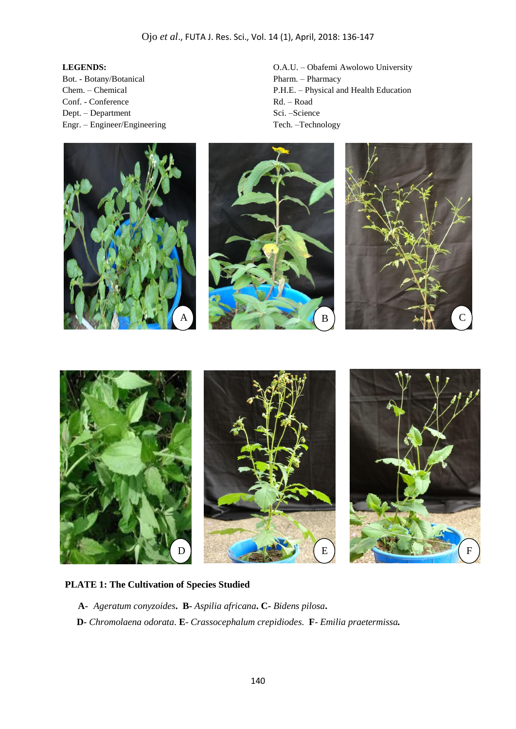**LEGENDS:**

Bot. - Botany/Botanical
Chem. – Chemical
Conf. - Conference
Dept. – Department
Engr. – Engineer/Engineering
O.A.U. – Obafemi Awolowo University
Pharm. – Pharmacy
P.H.E. – Physical and Health Education
Rd. – Road
Sci. –Science
Tech. –Technology

**PLATE 1: The Cultivation of Species Studied**

**A**- *Ageratum conyzoides*. **B**- *Aspilia africana*. **C**- *Bidens pilosa*.
**D**- *Chromolaena odorata*. **E**- *Crassocephalum crepidiodes*. **F**- *Emilia praetermissa.*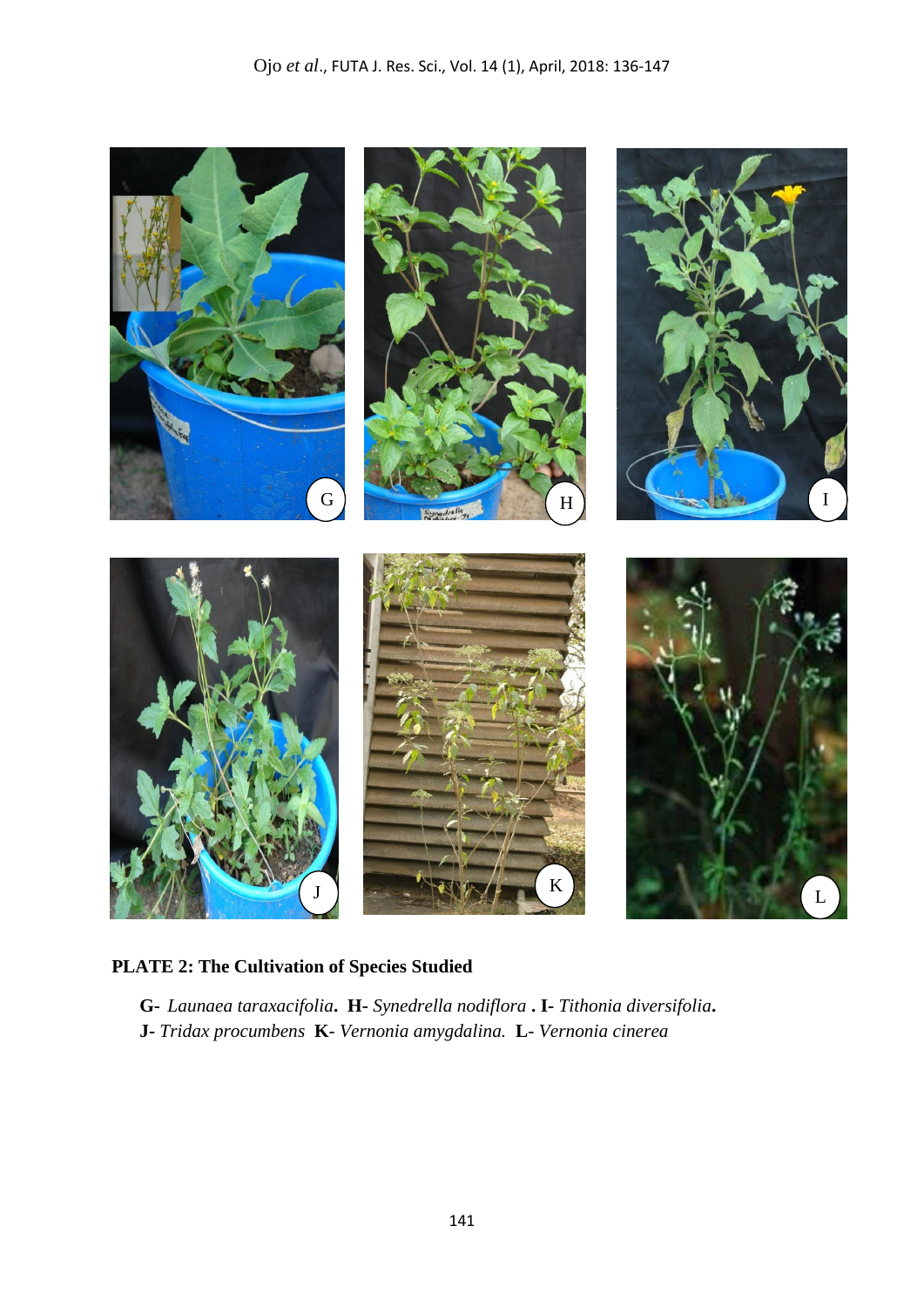**PLATE 2: The Cultivation of Species Studied**

**G-** *Launaea taraxacifolia*. **H-** *Synedrella nodiflora* . **I-** *Tithonia diversifolia*.
**J-** *Tridax procumbens* **K-** *Vernonia amygdalina.* **L-** *Vernonia cinerea*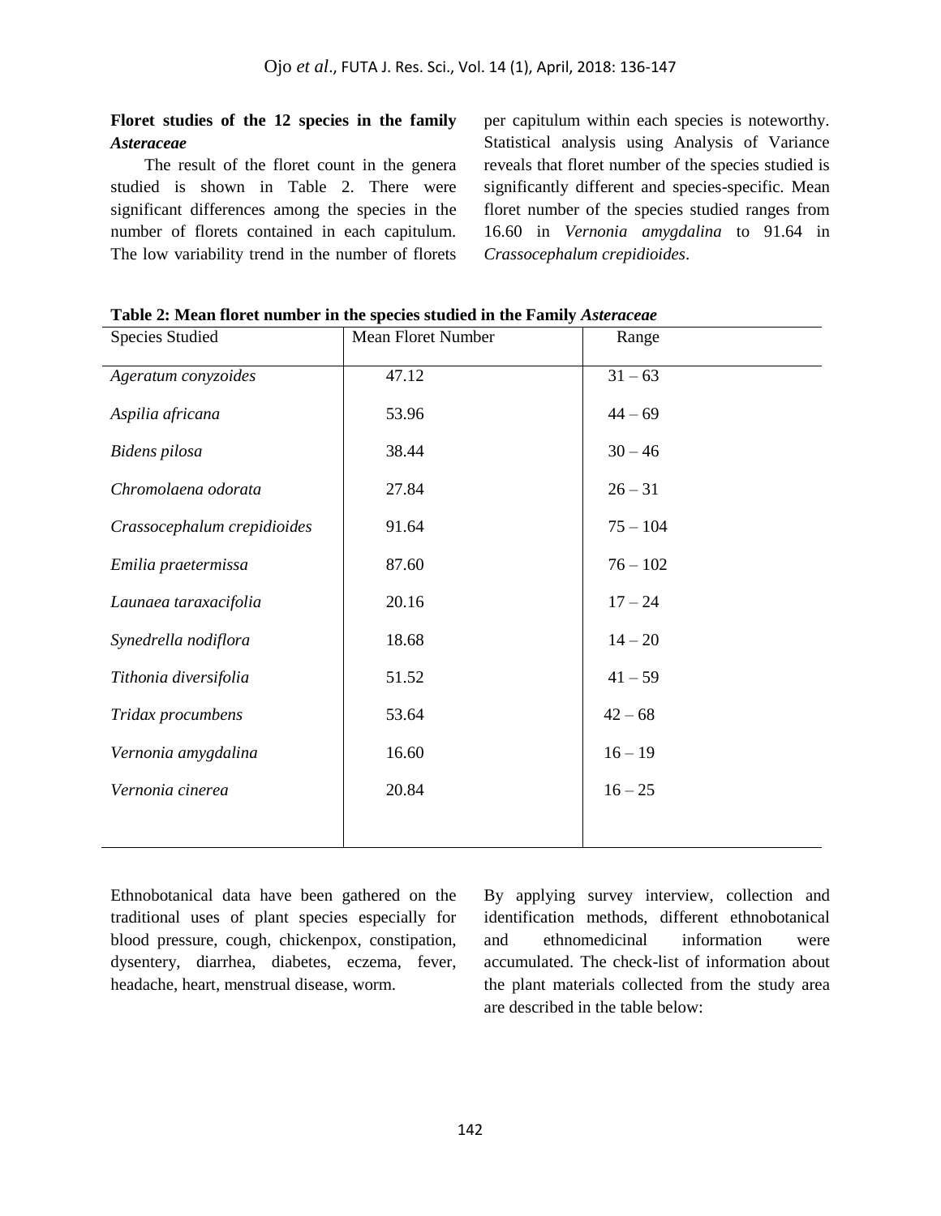**Floret studies of the 12 species in the family *Asteraceae***

The result of the floret count in the genera studied is shown in Table 2. There were significant differences among the species in the number of florets contained in each capitulum. The low variability trend in the number of florets per capitulum within each species is noteworthy. Statistical analysis using Analysis of Variance reveals that floret number of the species studied is significantly different and species-specific. Mean floret number of the species studied ranges from 16.60 in *Vernonia amygdalina* to 91.64 in *Crassocephalum crepidioides*.

**Table 2: Mean floret number in the species studied in the Family *Asteraceae***

| Species Studied | Mean Floret Number | Range |
| --- | --- | --- |
| *Ageratum conyzoides* | 47.12 | 31 – 63 |
| *Aspilia africana* | 53.96 | 44 – 69 |
| *Bidens pilosa* | 38.44 | 30 – 46 |
| *Chromolaena odorata* | 27.84 | 26 – 31 |
| *Crassocephalum crepidioides* | 91.64 | 75 – 104 |
| *Emilia praetermissa* | 87.60 | 76 – 102 |
| *Launaea taraxacifolia* | 20.16 | 17 – 24 |
| *Synedrella nodiflora* | 18.68 | 14 – 20 |
| *Tithonia diversifolia* | 51.52 | 41 – 59 |
| *Tridax procumbens* | 53.64 | 42 – 68 |
| *Vernonia amygdalina* | 16.60 | 16 – 19 |
| *Vernonia cinerea* | 20.84 | 16 – 25 |

Ethnobotanical data have been gathered on the traditional uses of plant species especially for blood pressure, cough, chickenpox, constipation, dysentery, diarrhea, diabetes, eczema, fever, headache, heart, menstrual disease, worm.

By applying survey interview, collection and identification methods, different ethnobotanical and ethnomedicinal information were accumulated. The check-list of information about the plant materials collected from the study area are described in the table below: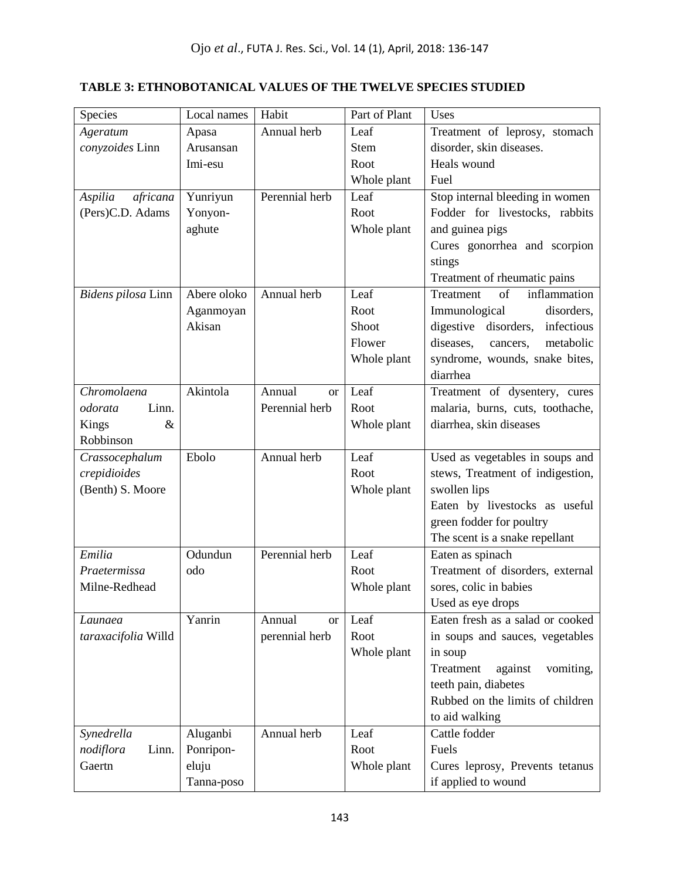**TABLE 3: ETHNOBOTANICAL VALUES OF THE TWELVE SPECIES STUDIED**

| Species | Local names | Habit | Part of Plant | Uses |
|---|---|---|---|---|
| *Ageratum conyzoides* Linn | Apasa<br>Arusansan<br>Imi-esu | Annual herb | Leaf<br>Stem<br>Root<br>Whole plant | Treatment of leprosy, stomach disorder, skin diseases.<br>Heals wound<br>Fuel |
| *Aspilia africana* (Pers)C.D. Adams | Yunriyun<br>Yonyon-aghute | Perennial herb | Leaf<br>Root<br>Whole plant | Stop internal bleeding in women<br>Fodder for livestocks, rabbits and guinea pigs<br>Cures gonorrhea and scorpion stings<br>Treatment of rheumatic pains |
| *Bidens pilosa* Linn | Abere oloko<br>Aganmoyan<br>Akisan | Annual herb | Leaf<br>Root<br>Shoot<br>Flower<br>Whole plant | Treatment of inflammation Immunological disorders, digestive disorders, infectious diseases, cancers, metabolic syndrome, wounds, snake bites, diarrhea |
| *Chromolaena odorata* Linn. Kings & Robbinson | Akintola | Annual or Perennial herb | Leaf<br>Root<br>Whole plant | Treatment of dysentery, cures malaria, burns, cuts, toothache, diarrhea, skin diseases |
| *Crassocephalum crepidioides* (Benth) S. Moore | Ebolo | Annual herb | Leaf<br>Root<br>Whole plant | Used as vegetables in soups and stews, Treatment of indigestion, swollen lips<br>Eaten by livestocks as useful green fodder for poultry<br>The scent is a snake repellant |
| *Emilia Praetermissa* Milne-Redhead | Odundun odo | Perennial herb | Leaf<br>Root<br>Whole plant | Eaten as spinach<br>Treatment of disorders, external sores, colic in babies<br>Used as eye drops |
| *Launaea taraxacifolia* Willd | Yanrin | Annual or perennial herb | Leaf<br>Root<br>Whole plant | Eaten fresh as a salad or cooked in soups and sauces, vegetables in soup<br>Treatment against vomiting, teeth pain, diabetes<br>Rubbed on the limits of children to aid walking |
| *Synedrella nodiflora* Linn. Gaertn | Aluganbi<br>Ponripon-eluju<br>Tanna-poso | Annual herb | Leaf<br>Root<br>Whole plant | Cattle fodder<br>Fuels<br>Cures leprosy, Prevents tetanus if applied to wound |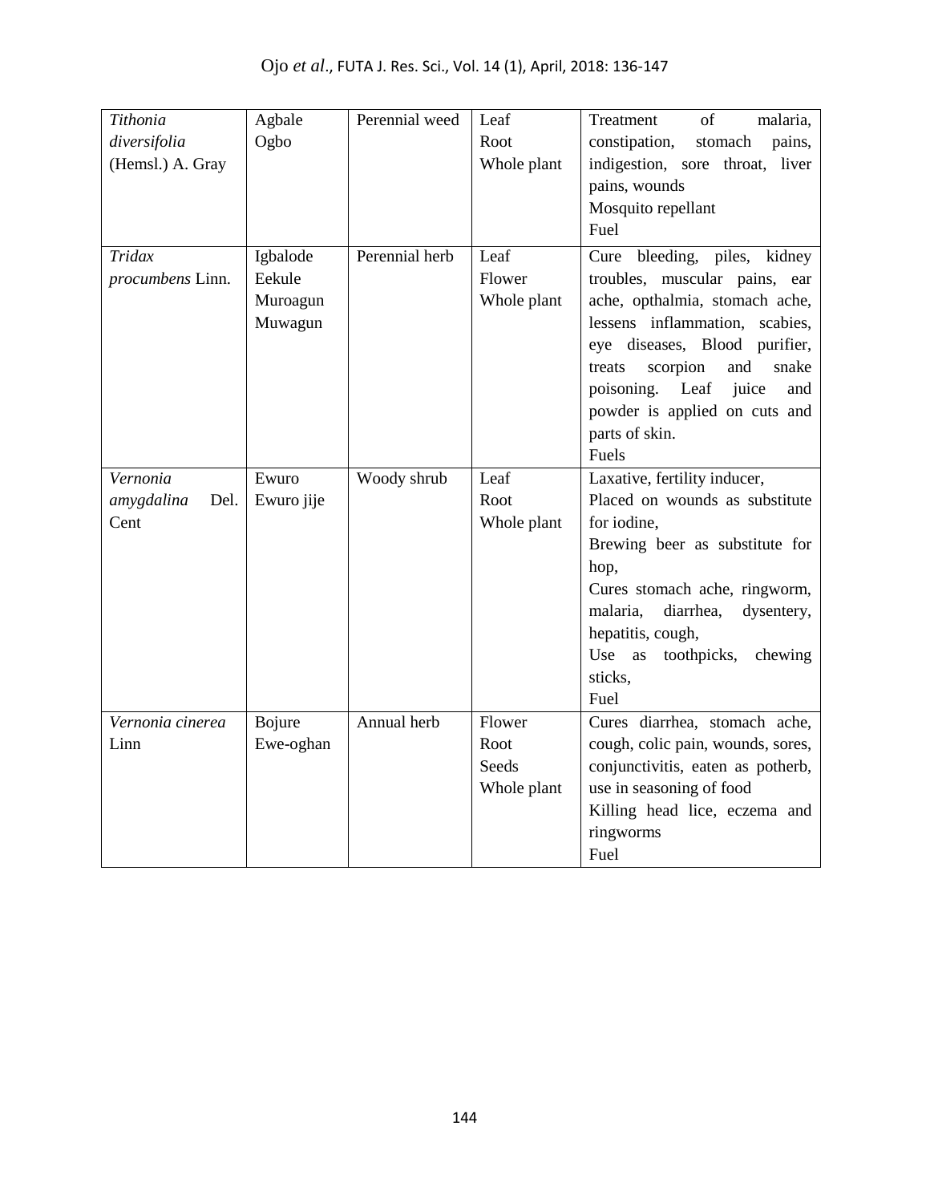| *Tithonia diversifolia* (Hemsl.) A. Gray | Agbale Ogbo | Perennial weed | Leaf Root Whole plant | Treatment of malaria, constipation, stomach pains, indigestion, sore throat, liver pains, wounds Mosquito repellant Fuel |
|---|---|---|---|---|
| *Tridax procumbens* Linn. | Igbalode Eekule Muroagun Muwagun | Perennial herb | Leaf Flower Whole plant | Cure bleeding, piles, kidney troubles, muscular pains, ear ache, opthalmia, stomach ache, lessens inflammation, scabies, eye diseases, Blood purifier, treats scorpion and snake poisoning. Leaf juice and powder is applied on cuts and parts of skin. Fuels |
| *Vernonia amygdalina* Del. Cent | Ewuro Ewuro jije | Woody shrub | Leaf Root Whole plant | Laxative, fertility inducer, Placed on wounds as substitute for iodine, Brewing beer as substitute for hop, Cures stomach ache, ringworm, malaria, diarrhea, dysentery, hepatitis, cough, Use as toothpicks, chewing sticks, Fuel |
| *Vernonia cinerea* Linn | Bojure Ewe-oghan | Annual herb | Flower Root Seeds Whole plant | Cures diarrhea, stomach ache, cough, colic pain, wounds, sores, conjunctivitis, eaten as potherb, use in seasoning of food Killing head lice, eczema and ringworms Fuel |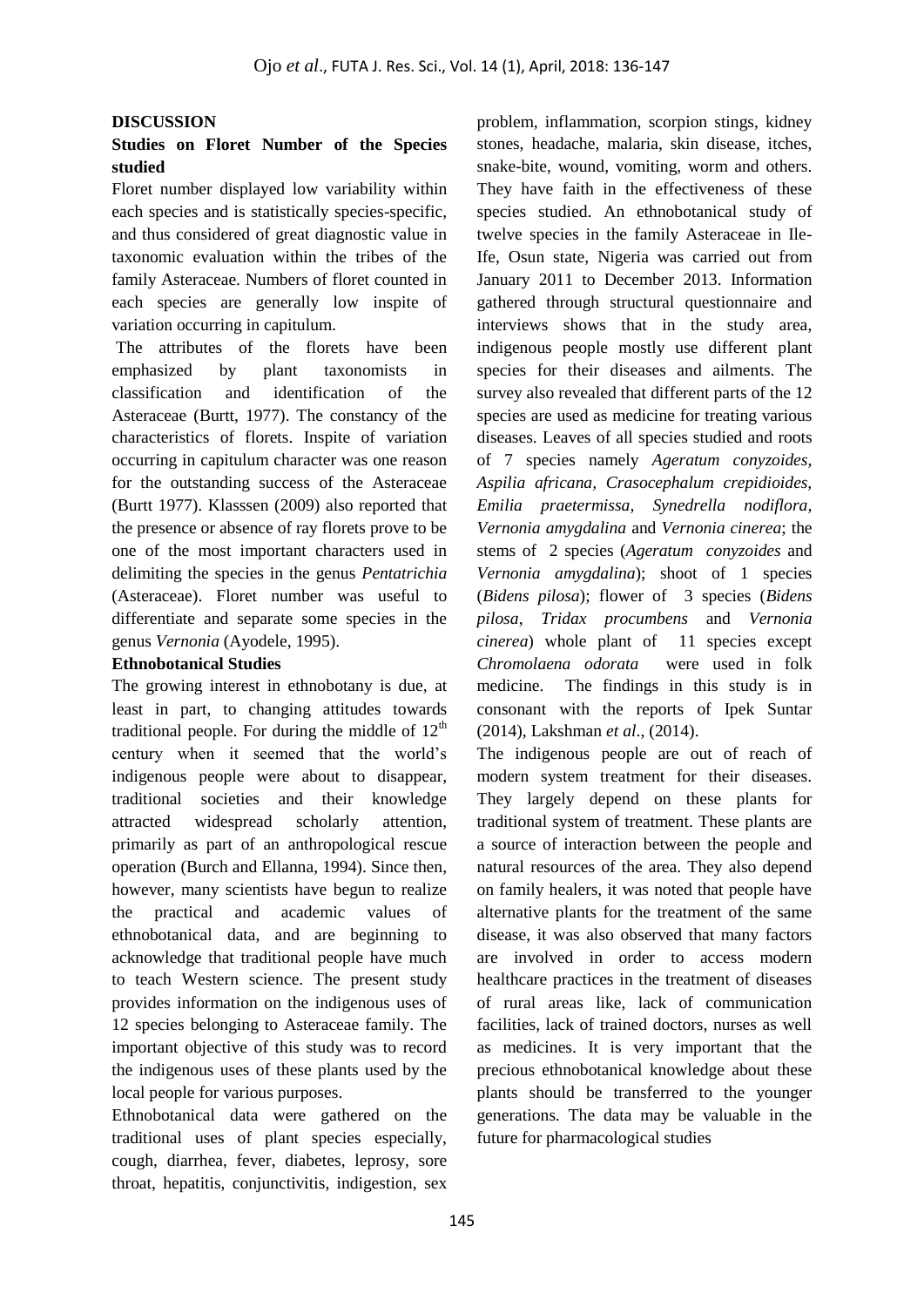**DISCUSSION**

**Studies on Floret Number of the Species studied**

Floret number displayed low variability within each species and is statistically species-specific, and thus considered of great diagnostic value in taxonomic evaluation within the tribes of the family Asteraceae. Numbers of floret counted in each species are generally low inspite of variation occurring in capitulum.

The attributes of the florets have been emphasized by plant taxonomists in classification and identification of the Asteraceae (Burtt, 1977). The constancy of the characteristics of florets. Inspite of variation occurring in capitulum character was one reason for the outstanding success of the Asteraceae (Burtt 1977). Klasssen (2009) also reported that the presence or absence of ray florets prove to be one of the most important characters used in delimiting the species in the genus *Pentatrichia* (Asteraceae). Floret number was useful to differentiate and separate some species in the genus *Vernonia* (Ayodele, 1995).

**Ethnobotanical Studies**

The growing interest in ethnobotany is due, at least in part, to changing attitudes towards traditional people. For during the middle of $12^{th}$ century when it seemed that the world's indigenous people were about to disappear, traditional societies and their knowledge attracted widespread scholarly attention, primarily as part of an anthropological rescue operation (Burch and Ellanna, 1994). Since then, however, many scientists have begun to realize the practical and academic values of ethnobotanical data, and are beginning to acknowledge that traditional people have much to teach Western science. The present study provides information on the indigenous uses of 12 species belonging to Asteraceae family. The important objective of this study was to record the indigenous uses of these plants used by the local people for various purposes.

Ethnobotanical data were gathered on the traditional uses of plant species especially, cough, diarrhea, fever, diabetes, leprosy, sore throat, hepatitis, conjunctivitis, indigestion, sex problem, inflammation, scorpion stings, kidney stones, headache, malaria, skin disease, itches, snake-bite, wound, vomiting, worm and others. They have faith in the effectiveness of these species studied. An ethnobotanical study of twelve species in the family Asteraceae in Ile-Ife, Osun state, Nigeria was carried out from January 2011 to December 2013. Information gathered through structural questionnaire and interviews shows that in the study area, indigenous people mostly use different plant species for their diseases and ailments. The survey also revealed that different parts of the 12 species are used as medicine for treating various diseases. Leaves of all species studied and roots of 7 species namely *Ageratum conyzoides*, *Aspilia africana*, *Crasocephalum crepidioides*, *Emilia praetermissa*, *Synedrella nodiflora*, *Vernonia amygdalina* and *Vernonia cinerea*; the stems of 2 species (*Ageratum conyzoides* and *Vernonia amygdalina*); shoot of 1 species (*Bidens pilosa*); flower of 3 species (*Bidens pilosa*, *Tridax procumbens* and *Vernonia cinerea*) whole plant of 11 species except *Chromolaena odorata* were used in folk medicine. The findings in this study is in consonant with the reports of Ipek Suntar (2014), Lakshman *et al*., (2014).

The indigenous people are out of reach of modern system treatment for their diseases. They largely depend on these plants for traditional system of treatment. These plants are a source of interaction between the people and natural resources of the area. They also depend on family healers, it was noted that people have alternative plants for the treatment of the same disease, it was also observed that many factors are involved in order to access modern healthcare practices in the treatment of diseases of rural areas like, lack of communication facilities, lack of trained doctors, nurses as well as medicines. It is very important that the precious ethnobotanical knowledge about these plants should be transferred to the younger generations. The data may be valuable in the future for pharmacological studies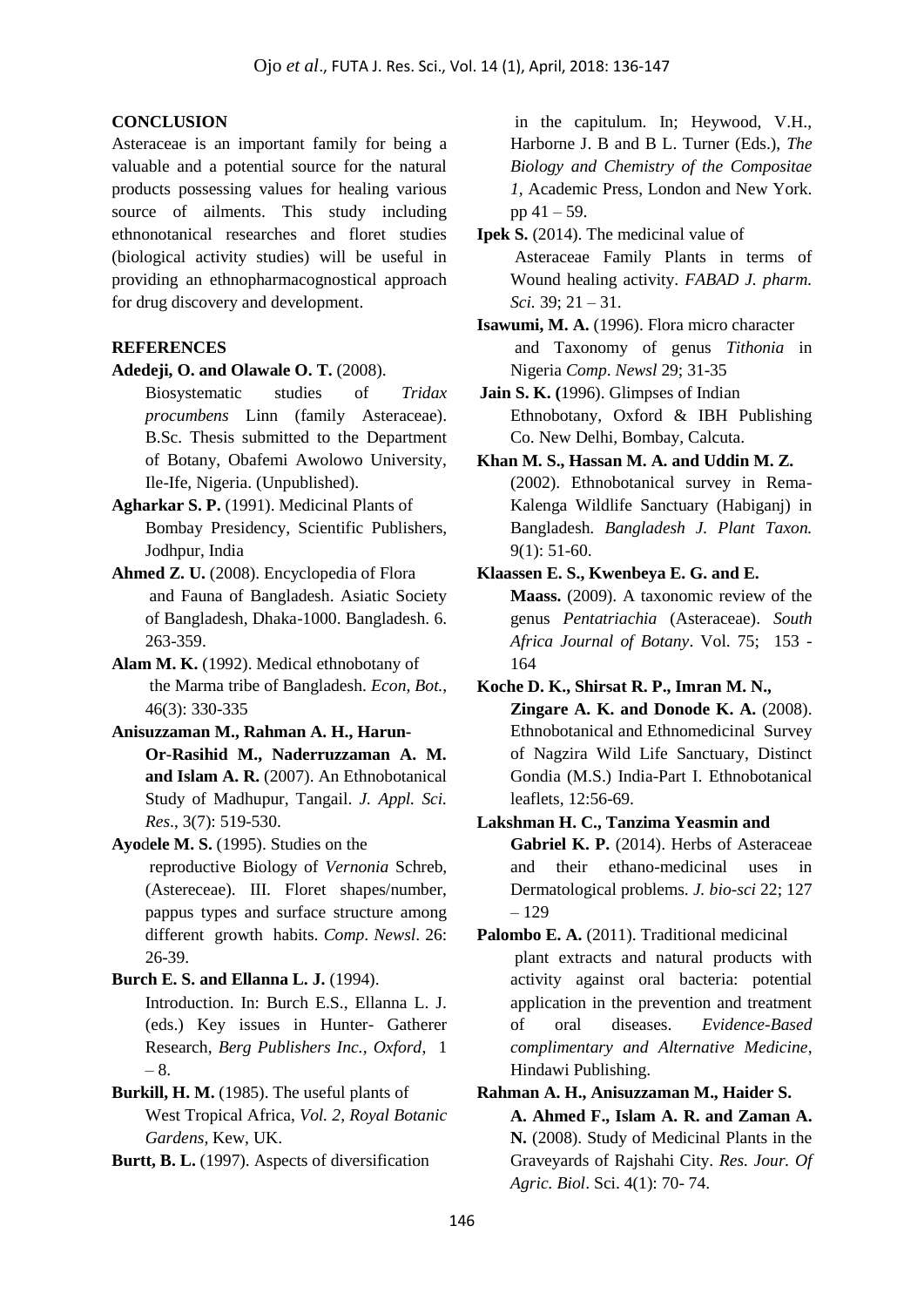## CONCLUSION

Asteraceae is an important family for being a valuable and a potential source for the natural products possessing values for healing various source of ailments. This study including ethnonotanical researches and floret studies (biological activity studies) will be useful in providing an ethnopharmacognostical approach for drug discovery and development.

## REFERENCES

**Adedeji, O. and Olawale O. T.** (2008). Biosystematic studies of *Tridax procumbens* Linn (family Asteraceae). B.Sc. Thesis submitted to the Department of Botany, Obafemi Awolowo University, Ile-Ife, Nigeria. (Unpublished).

**Agharkar S. P.** (1991). Medicinal Plants of Bombay Presidency, Scientific Publishers, Jodhpur, India

**Ahmed Z. U.** (2008). Encyclopedia of Flora and Fauna of Bangladesh. Asiatic Society of Bangladesh, Dhaka-1000. Bangladesh. 6. 263-359.

**Alam M. K.** (1992). Medical ethnobotany of the Marma tribe of Bangladesh. *Econ, Bot.*, 46(3): 330-335

**Anisuzzaman M., Rahman A. H., Harun-Or-Rasihid M., Naderruzzaman A. M. and Islam A. R.** (2007). An Ethnobotanical Study of Madhupur, Tangail. *J. Appl. Sci. Res*., 3(7): 519-530.

**Ayodele M. S.** (1995). Studies on the reproductive Biology of *Vernonia* Schreb, (Astereceae). III. Floret shapes/number, pappus types and surface structure among different growth habits. *Comp. Newsl*. 26: 26-39.

**Burch E. S. and Ellanna L. J.** (1994). Introduction. In: Burch E.S., Ellanna L. J. (eds.) Key issues in Hunter- Gatherer Research, *Berg Publishers Inc., Oxford*, 1 – 8.

**Burkill, H. M.** (1985). The useful plants of West Tropical Africa, *Vol. 2, Royal Botanic Gardens*, Kew, UK.

**Burtt, B. L.** (1997). Aspects of diversification in the capitulum. In; Heywood, V.H., Harborne J. B and B L. Turner (Eds.), *The Biology and Chemistry of the Compositae 1*, Academic Press, London and New York. pp 41 – 59.

**Ipek S.** (2014). The medicinal value of Asteraceae Family Plants in terms of Wound healing activity. *FABAD J. pharm. Sci.* 39; 21 – 31.

**Isawumi, M. A.** (1996). Flora micro character and Taxonomy of genus *Tithonia* in Nigeria *Comp. Newsl* 29; 31-35

**Jain S. K. (**1996). Glimpses of Indian Ethnobotany, Oxford & IBH Publishing Co. New Delhi, Bombay, Calcuta.

**Khan M. S., Hassan M. A. and Uddin M. Z.** (2002). Ethnobotanical survey in Rema-Kalenga Wildlife Sanctuary (Habiganj) in Bangladesh. *Bangladesh J. Plant Taxon.* 9(1): 51-60.

**Klaassen E. S., Kwenbeya E. G. and E. Maass.** (2009). A taxonomic review of the genus *Pentatriachia* (Asteraceae). *South Africa Journal of Botany*. Vol. 75; 153 - 164

**Koche D. K., Shirsat R. P., Imran M. N., Zingare A. K. and Donode K. A.** (2008). Ethnobotanical and Ethnomedicinal Survey of Nagzira Wild Life Sanctuary, Distinct Gondia (M.S.) India-Part I. Ethnobotanical leaflets, 12:56-69.

**Lakshman H. C., Tanzima Yeasmin and Gabriel K. P.** (2014). Herbs of Asteraceae and their ethano-medicinal uses in Dermatological problems. *J. bio-sci* 22; 127 – 129

**Palombo E. A.** (2011). Traditional medicinal plant extracts and natural products with activity against oral bacteria: potential application in the prevention and treatment of oral diseases. *Evidence-Based complimentary and Alternative Medicine*, Hindawi Publishing.

**Rahman A. H., Anisuzzaman M., Haider S. A. Ahmed F., Islam A. R. and Zaman A. N.** (2008). Study of Medicinal Plants in the Graveyards of Rajshahi City. *Res. Jour. Of Agric. Biol*. Sci. 4(1): 70- 74.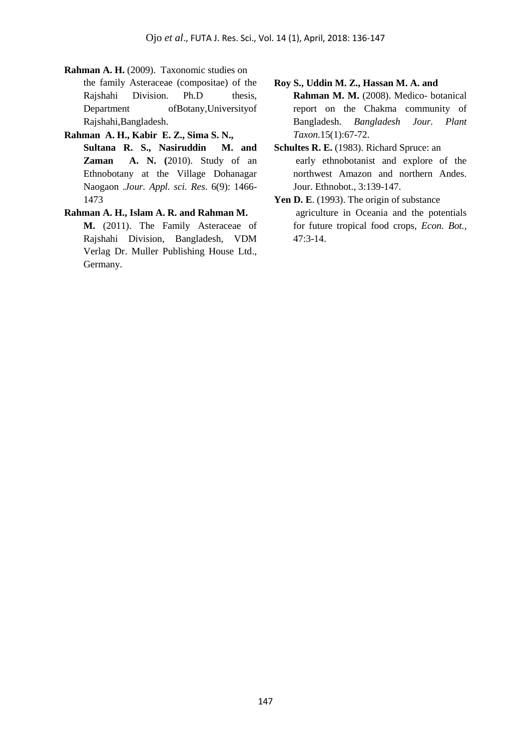**Rahman A. H.** (2009). Taxonomic studies on the family Asteraceae (compositae) of the Rajshahi Division. Ph.D thesis, Department ofBotany,Universityof Rajshahi,Bangladesh.

**Rahman A. H., Kabir E. Z., Sima S. N., Sultana R. S., Nasiruddin M. and Zaman A. N. (**2010). Study of an Ethnobotany at the Village Dohanagar Naogaon .*Jour. Appl. sci. Res*. 6(9): 1466-1473

**Rahman A. H., Islam A. R. and Rahman M. M.** (2011). The Family Asteraceae of Rajshahi Division, Bangladesh, VDM Verlag Dr. Muller Publishing House Ltd., Germany.

**Roy S., Uddin M. Z., Hassan M. A. and Rahman M. M.** (2008). Medico- botanical report on the Chakma community of Bangladesh. *Bangladesh Jour. Plant Taxon.*15(1):67-72.

**Schultes R. E.** (1983). Richard Spruce: an early ethnobotanist and explore of the northwest Amazon and northern Andes. Jour. Ethnobot., 3:139-147.

**Yen D. E**. (1993). The origin of substance agriculture in Oceania and the potentials for future tropical food crops, *Econ. Bot.*, 47:3-14.